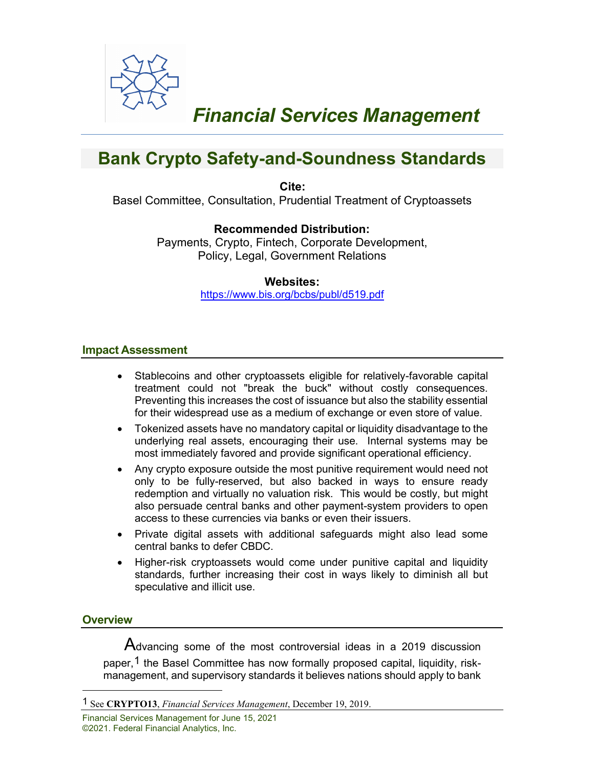# Financial Services Management

## Bank Crypto Safety-and-Soundness Standards

**Cite:**
Basel Committee, Consultation, Prudential Treatment of Cryptoassets

**Recommended Distribution:**
Payments, Crypto, Fintech, Corporate Development, Policy, Legal, Government Relations

**Websites:**
https://www.bis.org/bcbs/publ/d519.pdf

### Impact Assessment

- Stablecoins and other cryptoassets eligible for relatively-favorable capital treatment could not "break the buck" without costly consequences. Preventing this increases the cost of issuance but also the stability essential for their widespread use as a medium of exchange or even store of value.
- Tokenized assets have no mandatory capital or liquidity disadvantage to the underlying real assets, encouraging their use. Internal systems may be most immediately favored and provide significant operational efficiency.
- Any crypto exposure outside the most punitive requirement would need not only to be fully-reserved, but also backed in ways to ensure ready redemption and virtually no valuation risk. This would be costly, but might also persuade central banks and other payment-system providers to open access to these currencies via banks or even their issuers.
- Private digital assets with additional safeguards might also lead some central banks to defer CBDC.
- Higher-risk cryptoassets would come under punitive capital and liquidity standards, further increasing their cost in ways likely to diminish all but speculative and illicit use.

### Overview

Advancing some of the most controversial ideas in a 2019 discussion paper,[1] the Basel Committee has now formally proposed capital, liquidity, risk-management, and supervisory standards it believes nations should apply to bank

[1] See **CRYPTO13**, *Financial Services Management*, December 19, 2019.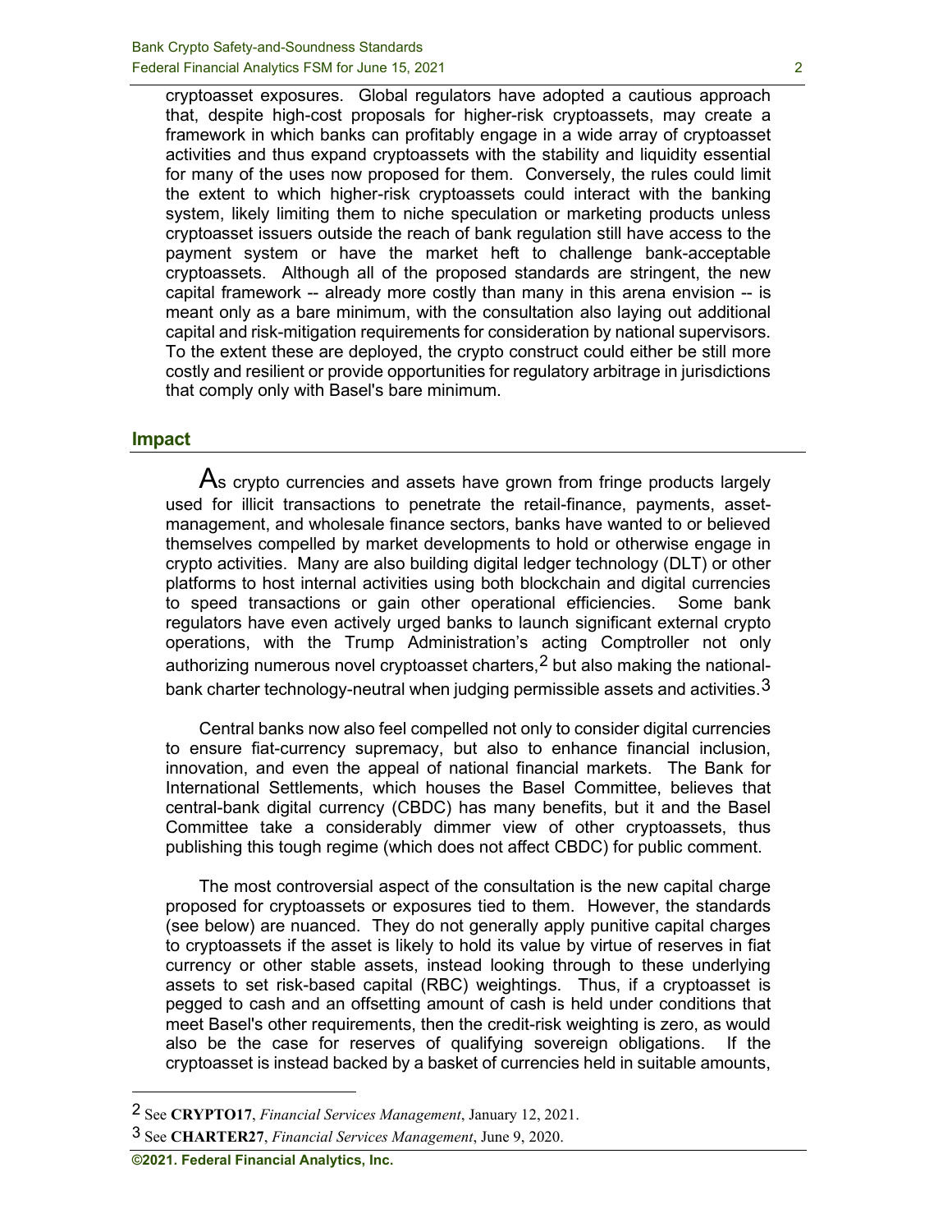cryptoasset exposures. Global regulators have adopted a cautious approach that, despite high-cost proposals for higher-risk cryptoassets, may create a framework in which banks can profitably engage in a wide array of cryptoasset activities and thus expand cryptoassets with the stability and liquidity essential for many of the uses now proposed for them. Conversely, the rules could limit the extent to which higher-risk cryptoassets could interact with the banking system, likely limiting them to niche speculation or marketing products unless cryptoasset issuers outside the reach of bank regulation still have access to the payment system or have the market heft to challenge bank-acceptable cryptoassets. Although all of the proposed standards are stringent, the new capital framework -- already more costly than many in this arena envision -- is meant only as a bare minimum, with the consultation also laying out additional capital and risk-mitigation requirements for consideration by national supervisors. To the extent these are deployed, the crypto construct could either be still more costly and resilient or provide opportunities for regulatory arbitrage in jurisdictions that comply only with Basel's bare minimum.

## Impact

As crypto currencies and assets have grown from fringe products largely used for illicit transactions to penetrate the retail-finance, payments, asset-management, and wholesale finance sectors, banks have wanted to or believed themselves compelled by market developments to hold or otherwise engage in crypto activities. Many are also building digital ledger technology (DLT) or other platforms to host internal activities using both blockchain and digital currencies to speed transactions or gain other operational efficiencies. Some bank regulators have even actively urged banks to launch significant external crypto operations, with the Trump Administration's acting Comptroller not only authorizing numerous novel cryptoasset charters,[2] but also making the national-bank charter technology-neutral when judging permissible assets and activities.[3]

Central banks now also feel compelled not only to consider digital currencies to ensure fiat-currency supremacy, but also to enhance financial inclusion, innovation, and even the appeal of national financial markets. The Bank for International Settlements, which houses the Basel Committee, believes that central-bank digital currency (CBDC) has many benefits, but it and the Basel Committee take a considerably dimmer view of other cryptoassets, thus publishing this tough regime (which does not affect CBDC) for public comment.

The most controversial aspect of the consultation is the new capital charge proposed for cryptoassets or exposures tied to them. However, the standards (see below) are nuanced. They do not generally apply punitive capital charges to cryptoassets if the asset is likely to hold its value by virtue of reserves in fiat currency or other stable assets, instead looking through to these underlying assets to set risk-based capital (RBC) weightings. Thus, if a cryptoasset is pegged to cash and an offsetting amount of cash is held under conditions that meet Basel's other requirements, then the credit-risk weighting is zero, as would also be the case for reserves of qualifying sovereign obligations. If the cryptoasset is instead backed by a basket of currencies held in suitable amounts,

---

[2] See **CRYPTO17**, *Financial Services Management*, January 12, 2021.

[3] See **CHARTER27**, *Financial Services Management*, June 9, 2020.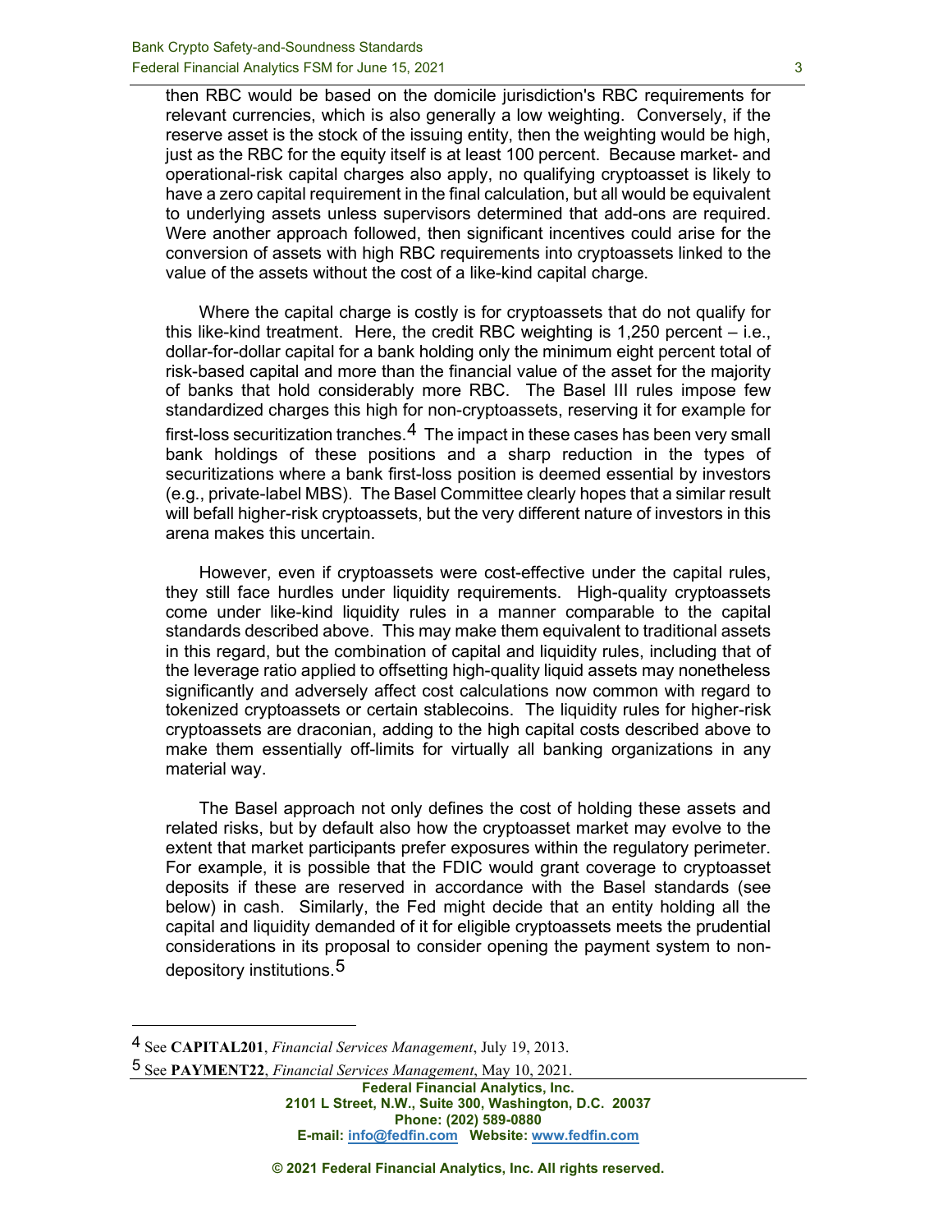then RBC would be based on the domicile jurisdiction's RBC requirements for relevant currencies, which is also generally a low weighting. Conversely, if the reserve asset is the stock of the issuing entity, then the weighting would be high, just as the RBC for the equity itself is at least 100 percent. Because market- and operational-risk capital charges also apply, no qualifying cryptoasset is likely to have a zero capital requirement in the final calculation, but all would be equivalent to underlying assets unless supervisors determined that add-ons are required. Were another approach followed, then significant incentives could arise for the conversion of assets with high RBC requirements into cryptoassets linked to the value of the assets without the cost of a like-kind capital charge.

Where the capital charge is costly is for cryptoassets that do not qualify for this like-kind treatment. Here, the credit RBC weighting is 1,250 percent – i.e., dollar-for-dollar capital for a bank holding only the minimum eight percent total of risk-based capital and more than the financial value of the asset for the majority of banks that hold considerably more RBC. The Basel III rules impose few standardized charges this high for non-cryptoassets, reserving it for example for first-loss securitization tranches.[4] The impact in these cases has been very small bank holdings of these positions and a sharp reduction in the types of securitizations where a bank first-loss position is deemed essential by investors (e.g., private-label MBS). The Basel Committee clearly hopes that a similar result will befall higher-risk cryptoassets, but the very different nature of investors in this arena makes this uncertain.

However, even if cryptoassets were cost-effective under the capital rules, they still face hurdles under liquidity requirements. High-quality cryptoassets come under like-kind liquidity rules in a manner comparable to the capital standards described above. This may make them equivalent to traditional assets in this regard, but the combination of capital and liquidity rules, including that of the leverage ratio applied to offsetting high-quality liquid assets may nonetheless significantly and adversely affect cost calculations now common with regard to tokenized cryptoassets or certain stablecoins. The liquidity rules for higher-risk cryptoassets are draconian, adding to the high capital costs described above to make them essentially off-limits for virtually all banking organizations in any material way.

The Basel approach not only defines the cost of holding these assets and related risks, but by default also how the cryptoasset market may evolve to the extent that market participants prefer exposures within the regulatory perimeter. For example, it is possible that the FDIC would grant coverage to cryptoasset deposits if these are reserved in accordance with the Basel standards (see below) in cash. Similarly, the Fed might decide that an entity holding all the capital and liquidity demanded of it for eligible cryptoassets meets the prudential considerations in its proposal to consider opening the payment system to non-depository institutions.[5]

---

[4] See **CAPITAL201**, *Financial Services Management*, July 19, 2013.

[5] See **PAYMENT22**, *Financial Services Management*, May 10, 2021.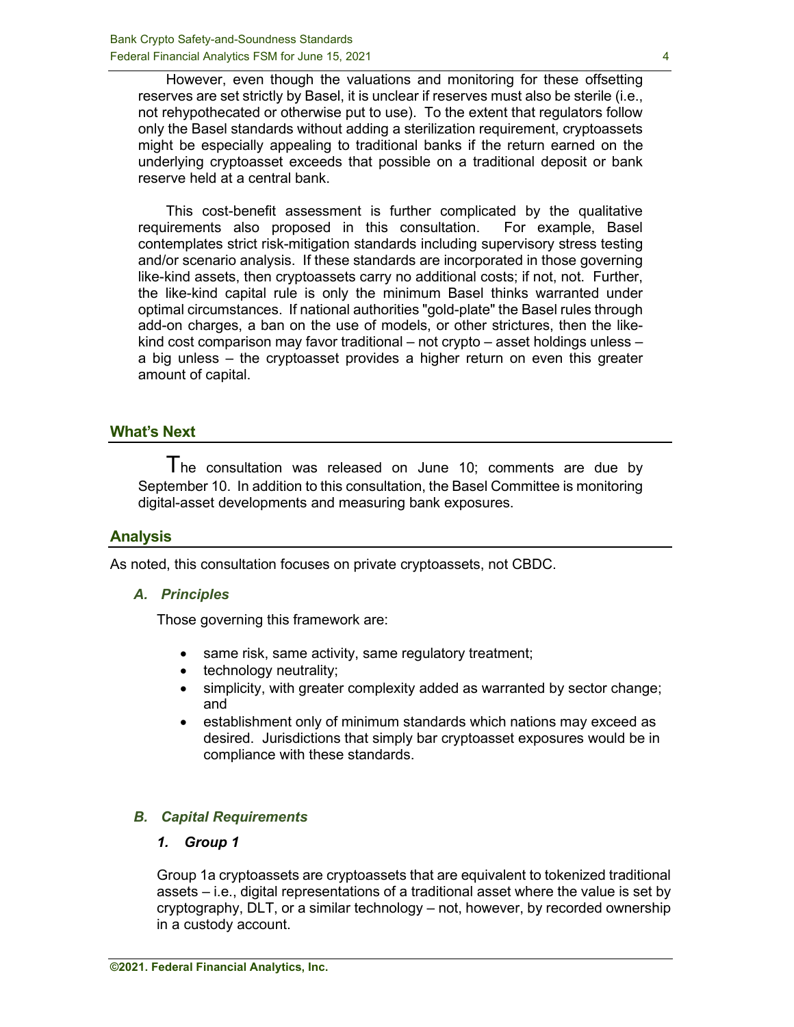However, even though the valuations and monitoring for these offsetting reserves are set strictly by Basel, it is unclear if reserves must also be sterile (i.e., not rehypothecated or otherwise put to use). To the extent that regulators follow only the Basel standards without adding a sterilization requirement, cryptoassets might be especially appealing to traditional banks if the return earned on the underlying cryptoasset exceeds that possible on a traditional deposit or bank reserve held at a central bank.

This cost-benefit assessment is further complicated by the qualitative requirements also proposed in this consultation. For example, Basel contemplates strict risk-mitigation standards including supervisory stress testing and/or scenario analysis. If these standards are incorporated in those governing like-kind assets, then cryptoassets carry no additional costs; if not, not. Further, the like-kind capital rule is only the minimum Basel thinks warranted under optimal circumstances. If national authorities "gold-plate" the Basel rules through add-on charges, a ban on the use of models, or other strictures, then the like-kind cost comparison may favor traditional – not crypto – asset holdings unless – a big unless – the cryptoasset provides a higher return on even this greater amount of capital.

## What's Next

The consultation was released on June 10; comments are due by September 10. In addition to this consultation, the Basel Committee is monitoring digital-asset developments and measuring bank exposures.

## Analysis

As noted, this consultation focuses on private cryptoassets, not CBDC.

### *A. Principles*

Those governing this framework are:

- same risk, same activity, same regulatory treatment;
- technology neutrality;
- simplicity, with greater complexity added as warranted by sector change; and
- establishment only of minimum standards which nations may exceed as desired. Jurisdictions that simply bar cryptoasset exposures would be in compliance with these standards.

### *B. Capital Requirements*

#### *1. Group 1*

Group 1a cryptoassets are cryptoassets that are equivalent to tokenized traditional assets – i.e., digital representations of a traditional asset where the value is set by cryptography, DLT, or a similar technology – not, however, by recorded ownership in a custody account.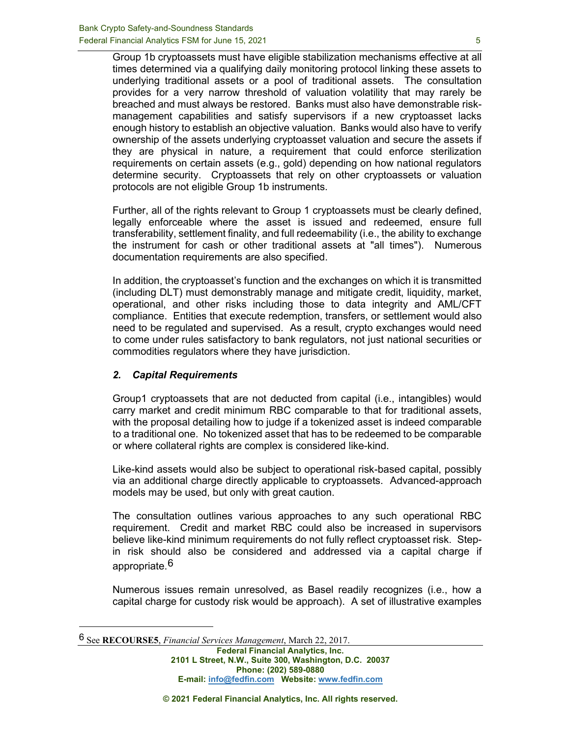Group 1b cryptoassets must have eligible stabilization mechanisms effective at all times determined via a qualifying daily monitoring protocol linking these assets to underlying traditional assets or a pool of traditional assets. The consultation provides for a very narrow threshold of valuation volatility that may rarely be breached and must always be restored. Banks must also have demonstrable risk-management capabilities and satisfy supervisors if a new cryptoasset lacks enough history to establish an objective valuation. Banks would also have to verify ownership of the assets underlying cryptoasset valuation and secure the assets if they are physical in nature, a requirement that could enforce sterilization requirements on certain assets (e.g., gold) depending on how national regulators determine security. Cryptoassets that rely on other cryptoassets or valuation protocols are not eligible Group 1b instruments.

Further, all of the rights relevant to Group 1 cryptoassets must be clearly defined, legally enforceable where the asset is issued and redeemed, ensure full transferability, settlement finality, and full redeemability (i.e., the ability to exchange the instrument for cash or other traditional assets at "all times"). Numerous documentation requirements are also specified.

In addition, the cryptoasset's function and the exchanges on which it is transmitted (including DLT) must demonstrably manage and mitigate credit, liquidity, market, operational, and other risks including those to data integrity and AML/CFT compliance. Entities that execute redemption, transfers, or settlement would also need to be regulated and supervised. As a result, crypto exchanges would need to come under rules satisfactory to bank regulators, not just national securities or commodities regulators where they have jurisdiction.

### *2. Capital Requirements*

Group1 cryptoassets that are not deducted from capital (i.e., intangibles) would carry market and credit minimum RBC comparable to that for traditional assets, with the proposal detailing how to judge if a tokenized asset is indeed comparable to a traditional one. No tokenized asset that has to be redeemed to be comparable or where collateral rights are complex is considered like-kind.

Like-kind assets would also be subject to operational risk-based capital, possibly via an additional charge directly applicable to cryptoassets. Advanced-approach models may be used, but only with great caution.

The consultation outlines various approaches to any such operational RBC requirement. Credit and market RBC could also be increased in supervisors believe like-kind minimum requirements do not fully reflect cryptoasset risk. Step-in risk should also be considered and addressed via a capital charge if appropriate.[6]

Numerous issues remain unresolved, as Basel readily recognizes (i.e., how a capital charge for custody risk would be approach). A set of illustrative examples

---

[6] See **RECOURSE5**, *Financial Services Management*, March 22, 2017.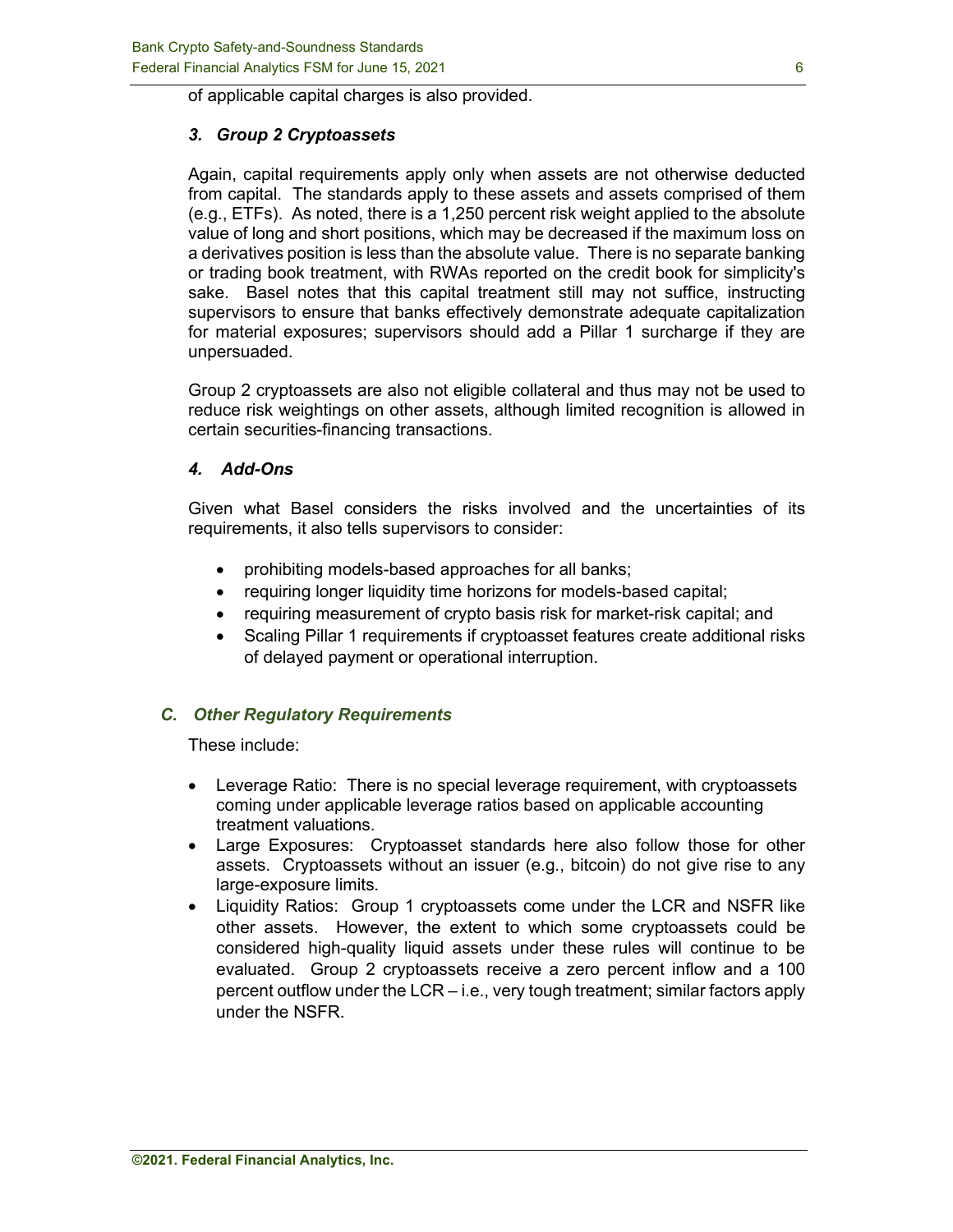of applicable capital charges is also provided.

### *3. Group 2 Cryptoassets*

Again, capital requirements apply only when assets are not otherwise deducted from capital. The standards apply to these assets and assets comprised of them (e.g., ETFs). As noted, there is a 1,250 percent risk weight applied to the absolute value of long and short positions, which may be decreased if the maximum loss on a derivatives position is less than the absolute value. There is no separate banking or trading book treatment, with RWAs reported on the credit book for simplicity's sake. Basel notes that this capital treatment still may not suffice, instructing supervisors to ensure that banks effectively demonstrate adequate capitalization for material exposures; supervisors should add a Pillar 1 surcharge if they are unpersuaded.

Group 2 cryptoassets are also not eligible collateral and thus may not be used to reduce risk weightings on other assets, although limited recognition is allowed in certain securities-financing transactions.

### *4. Add-Ons*

Given what Basel considers the risks involved and the uncertainties of its requirements, it also tells supervisors to consider:

- prohibiting models-based approaches for all banks;
- requiring longer liquidity time horizons for models-based capital;
- requiring measurement of crypto basis risk for market-risk capital; and
- Scaling Pillar 1 requirements if cryptoasset features create additional risks of delayed payment or operational interruption.

## *C. Other Regulatory Requirements*

These include:

- Leverage Ratio: There is no special leverage requirement, with cryptoassets coming under applicable leverage ratios based on applicable accounting treatment valuations.
- Large Exposures: Cryptoasset standards here also follow those for other assets. Cryptoassets without an issuer (e.g., bitcoin) do not give rise to any large-exposure limits.
- Liquidity Ratios: Group 1 cryptoassets come under the LCR and NSFR like other assets. However, the extent to which some cryptoassets could be considered high-quality liquid assets under these rules will continue to be evaluated. Group 2 cryptoassets receive a zero percent inflow and a 100 percent outflow under the LCR – i.e., very tough treatment; similar factors apply under the NSFR.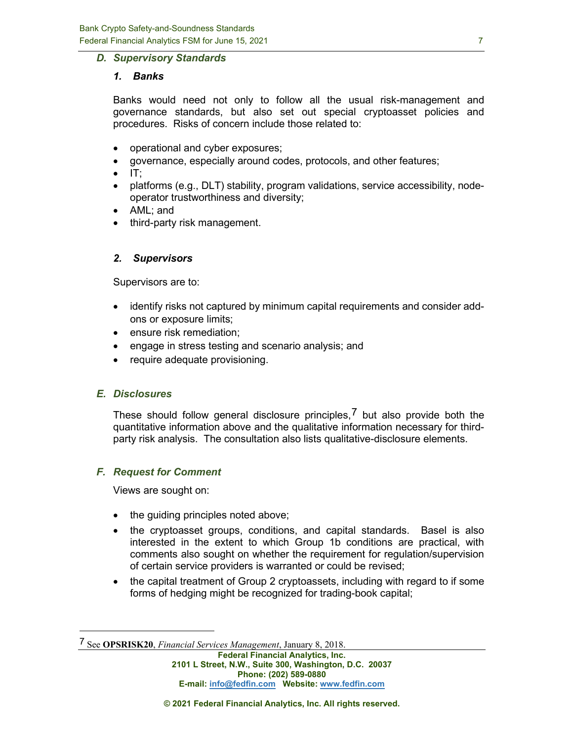### *D. Supervisory Standards*

#### *1. Banks*

Banks would need not only to follow all the usual risk-management and governance standards, but also set out special cryptoasset policies and procedures. Risks of concern include those related to:

- operational and cyber exposures;
- governance, especially around codes, protocols, and other features;
- IT;
- platforms (e.g., DLT) stability, program validations, service accessibility, node-operator trustworthiness and diversity;
- AML; and
- third-party risk management.

#### *2. Supervisors*

Supervisors are to:

- identify risks not captured by minimum capital requirements and consider add-ons or exposure limits;
- ensure risk remediation;
- engage in stress testing and scenario analysis; and
- require adequate provisioning.

### *E. Disclosures*

These should follow general disclosure principles,[7] but also provide both the quantitative information above and the qualitative information necessary for third-party risk analysis. The consultation also lists qualitative-disclosure elements.

### *F. Request for Comment*

Views are sought on:

- the guiding principles noted above;
- the cryptoasset groups, conditions, and capital standards. Basel is also interested in the extent to which Group 1b conditions are practical, with comments also sought on whether the requirement for regulation/supervision of certain service providers is warranted or could be revised;
- the capital treatment of Group 2 cryptoassets, including with regard to if some forms of hedging might be recognized for trading-book capital;

---

[7] See **OPSRISK20**, *Financial Services Management*, January 8, 2018.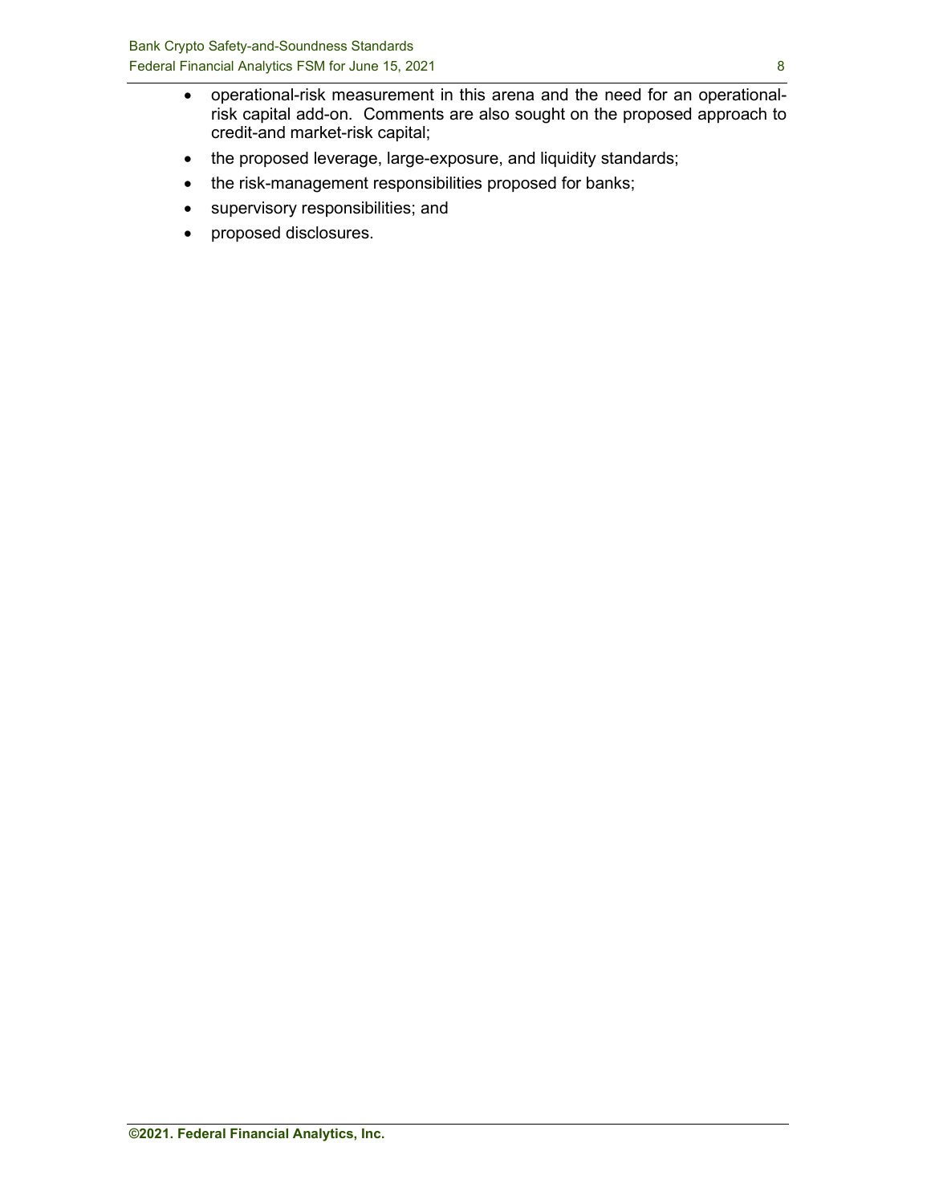- operational-risk measurement in this arena and the need for an operational-risk capital add-on. Comments are also sought on the proposed approach to credit-and market-risk capital;
- the proposed leverage, large-exposure, and liquidity standards;
- the risk-management responsibilities proposed for banks;
- supervisory responsibilities; and
- proposed disclosures.